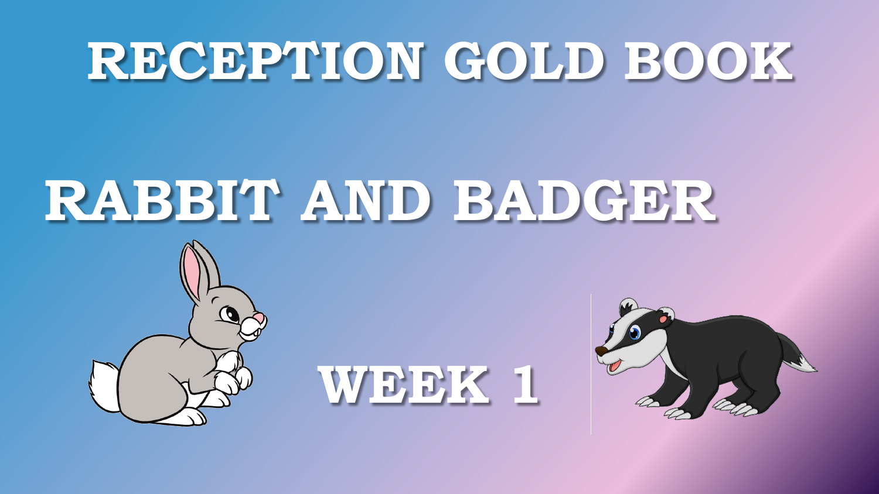# RECEPTION GOLD BOOK

# RABBIT AND BADGER

## WEEK 1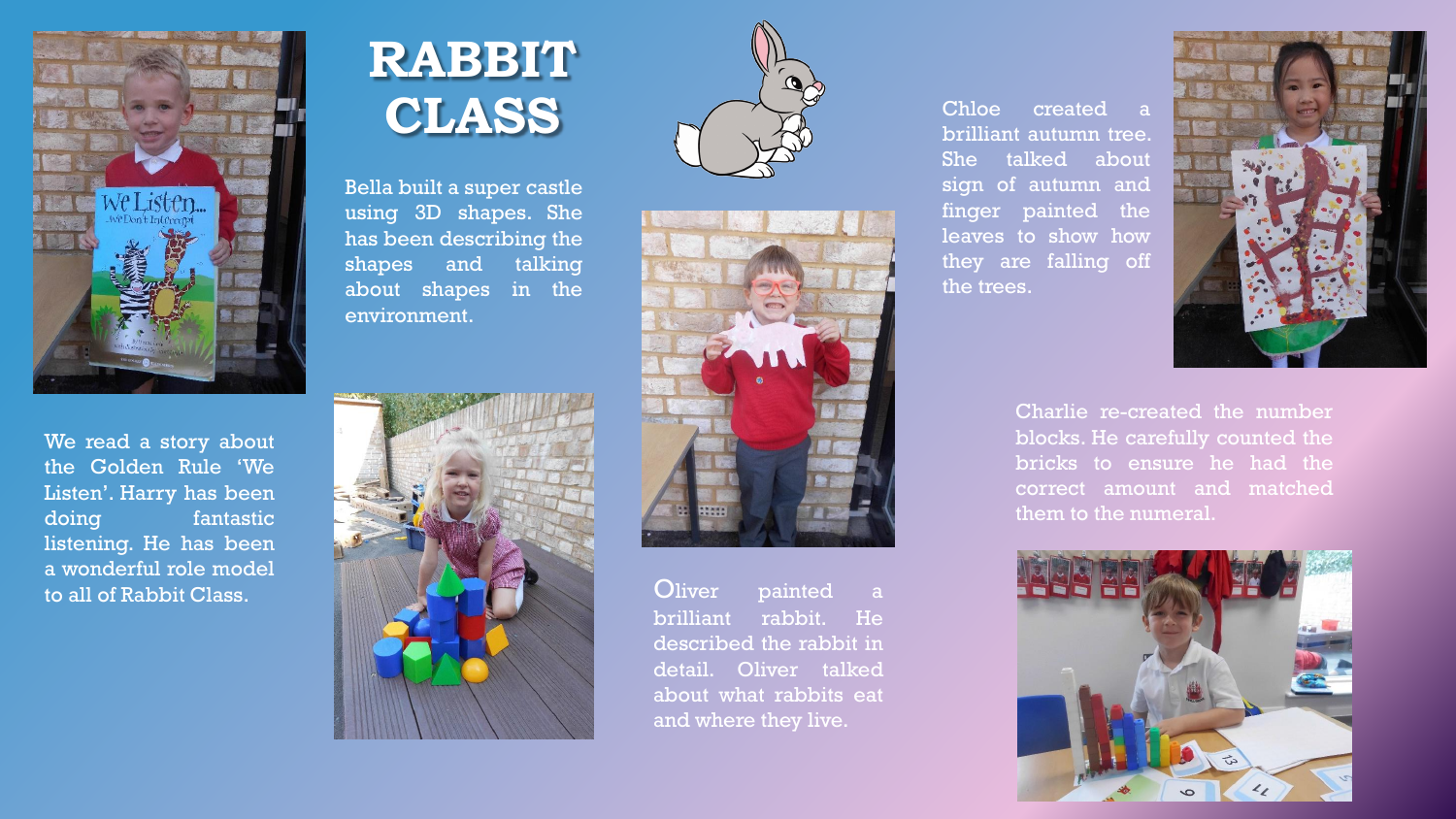# RABBIT CLASS

Bella built a super castle using 3D shapes. She has been describing the shapes and talking about shapes in the environment.

We read a story about the Golden Rule 'We Listen'. Harry has been doing fantastic listening. He has been a wonderful role model to all of Rabbit Class.

Oliver painted a brilliant rabbit. He described the rabbit in detail. Oliver talked about what rabbits eat and where they live.

Chloe created a brilliant autumn tree. She talked about sign of autumn and finger painted the leaves to show how they are falling off the trees.

Charlie re-created the number blocks. He carefully counted the bricks to ensure he had the correct amount and matched them to the numeral.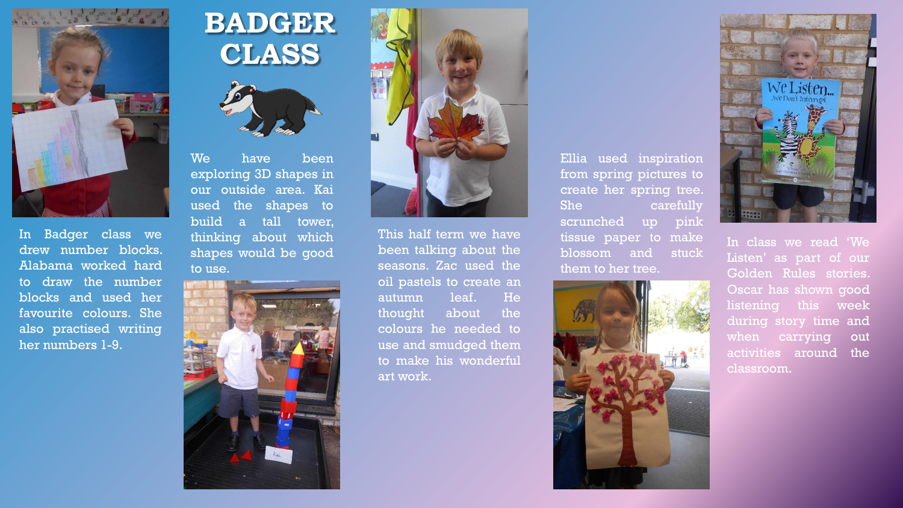# BADGER CLASS

In Badger class we drew number blocks. Alabama worked hard to draw the number blocks and used her favourite colours. She also practised writing her numbers 1-9.

We have been exploring 3D shapes in our outside area. Kai used the shapes to build a tall tower, thinking about which shapes would be good to use.

This half term we have been talking about the seasons. Zac used the oil pastels to create an autumn leaf. He thought about the colours he needed to use and smudged them to make his wonderful art work.

Ellia used inspiration from spring pictures to create her spring tree. She carefully scrunched up pink tissue paper to make blossom and stuck them to her tree.

In class we read 'We Listen' as part of our Golden Rules stories. Oscar has shown good listening this week during story time and when carrying out activities around the classroom.